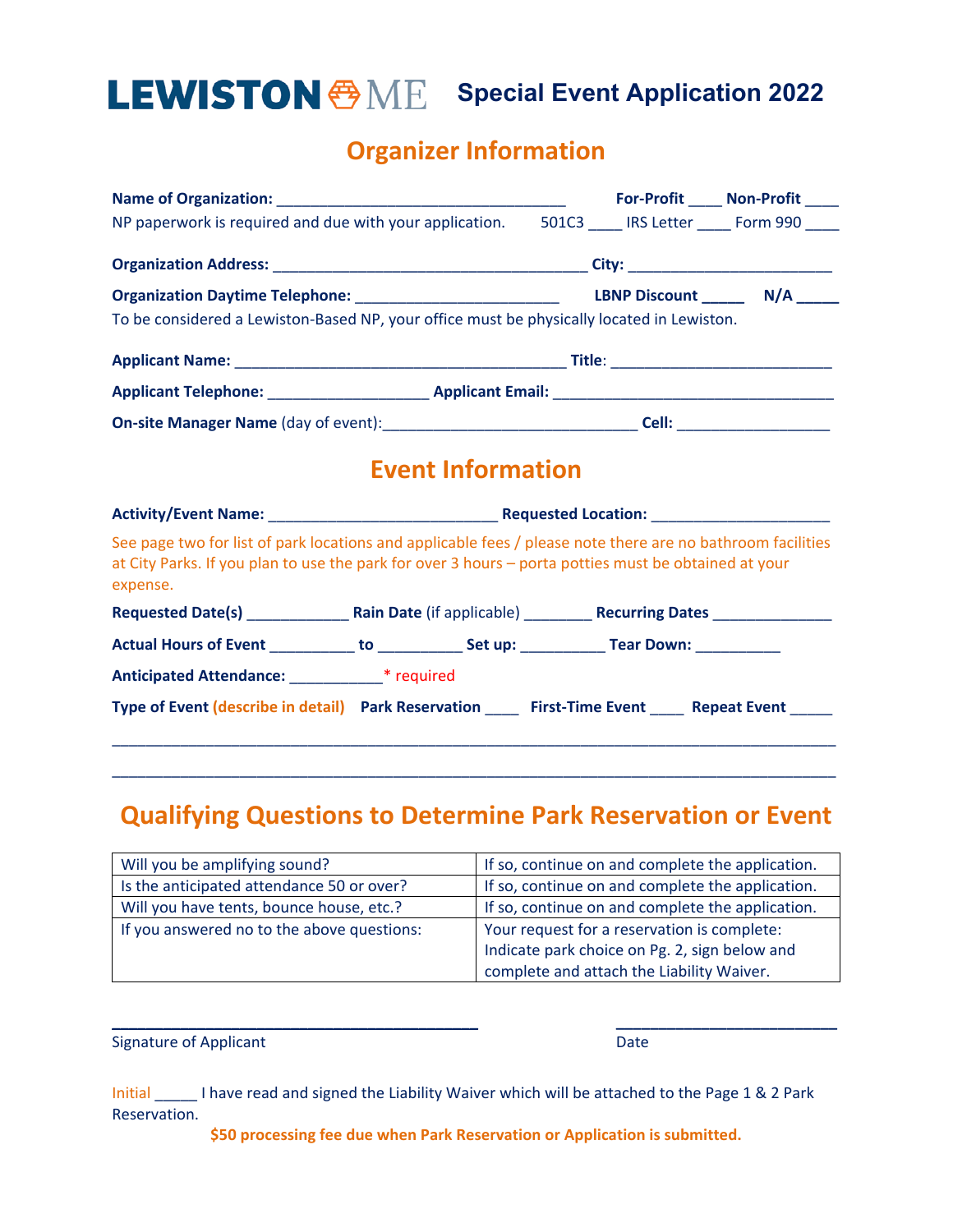# LEWISTON ME Special Event Application 2022

## Organizer Information

**Name of Organization:** ___________________________________ **For-Profit** ____ **Non-Profit** ____

NP paperwork is required and due with your application. 501C3 ____ IRS Letter ____ Form 990 ____

**Organization Address:** _____________________________________ **City:** ________________________

**Organization Daytime Telephone:** ________________________ **LBNP Discount** _____ **N/A** _____

To be considered a Lewiston-Based NP, your office must be physically located in Lewiston.

**Applicant Name:** _______________________________________ **Title**: __________________________

**Applicant Telephone:** ___________________ **Applicant Email:** __________________________________

**On-site Manager Name** (day of event):______________________________ **Cell:** __________________

## Event Information

**Activity/Event Name:** ___________________________ **Requested Location:** _____________________

See page two for list of park locations and applicable fees / please note there are no bathroom facilities at City Parks. If you plan to use the park for over 3 hours – porta potties must be obtained at your expense.

**Requested Date(s)** ____________ **Rain Date** (if applicable) ________ **Recurring Dates** ______________

**Actual Hours of Event** __________ **to** __________ **Set up:** __________ **Tear Down:** __________

**Anticipated Attendance:** ___________* required

**Type of Event (describe in detail)** **Park Reservation** ____ **First-Time Event** ____ **Repeat Event** _____

______________________________________________________________________________________

______________________________________________________________________________________

## Qualifying Questions to Determine Park Reservation or Event

| | |
|---|---|
| Will you be amplifying sound? | If so, continue on and complete the application. |
| Is the anticipated attendance 50 or over? | If so, continue on and complete the application. |
| Will you have tents, bounce house, etc.? | If so, continue on and complete the application. |
| If you answered no to the above questions: | Your request for a reservation is complete: Indicate park choice on Pg. 2, sign below and complete and attach the Liability Waiver. |

__________________________________________ ________________________

Signature of Applicant Date

Initial _____ I have read and signed the Liability Waiver which will be attached to the Page 1 & 2 Park Reservation.

**$50 processing fee due when Park Reservation or Application is submitted.**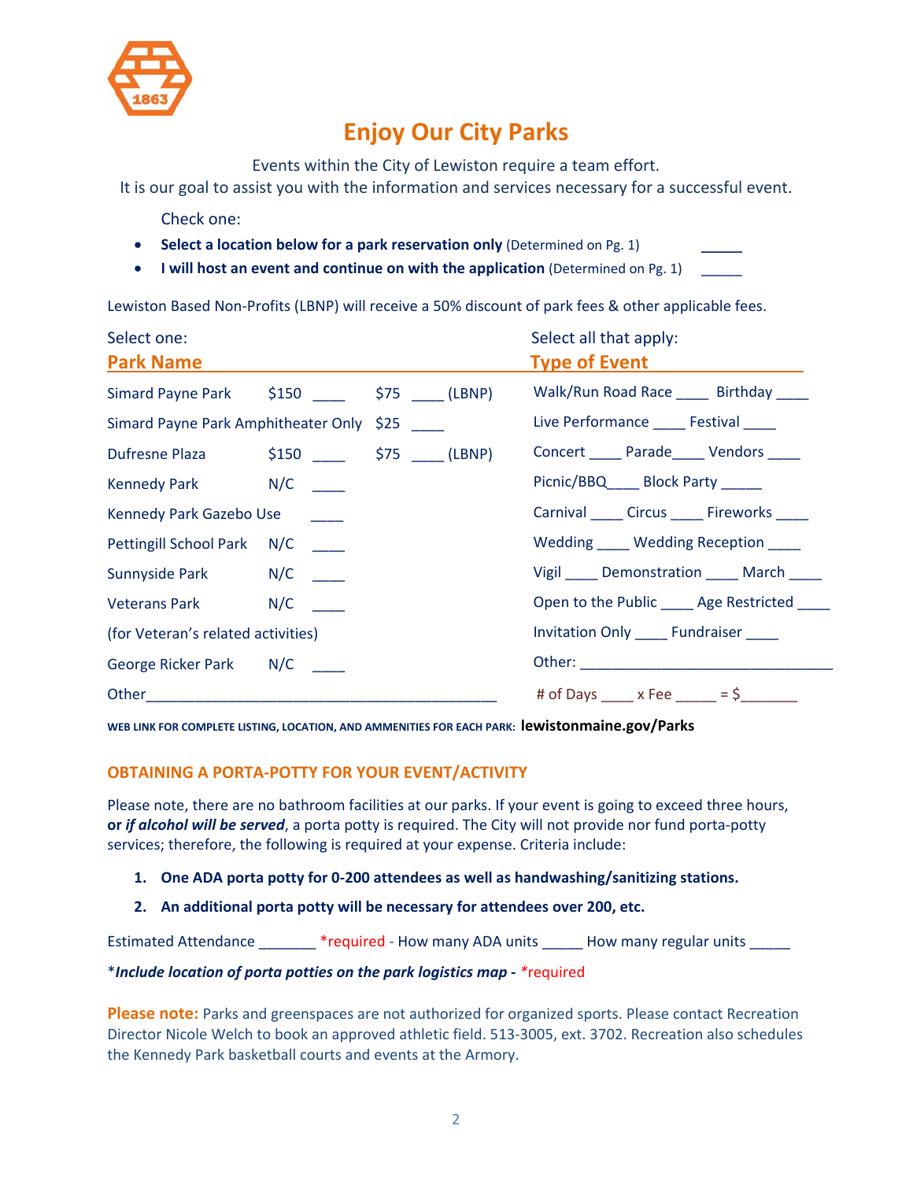# Enjoy Our City Parks

Events within the City of Lewiston require a team effort.
It is our goal to assist you with the information and services necessary for a successful event.

Check one:

- **Select a location below for a park reservation only** (Determined on Pg. 1) _____
- **I will host an event and continue on with the application** (Determined on Pg. 1) _____

Lewiston Based Non-Profits (LBNP) will receive a 50% discount of park fees & other applicable fees.

Select one:

## Park Name

| | | | | |
|---|---|---|---|---|
| Simard Payne Park | $150 | ____ | $75 | ____ (LBNP) |
| Simard Payne Park Amphitheater Only | $25 | ____ | | |
| Dufresne Plaza | $150 | ____ | $75 | ____ (LBNP) |
| Kennedy Park | N/C | ____ | | |
| Kennedy Park Gazebo Use | | ____ | | |
| Pettingill School Park | N/C | ____ | | |
| Sunnyside Park | N/C | ____ | | |
| Veterans Park (for Veteran's related activities) | N/C | ____ | | |
| George Ricker Park | N/C | ____ | | |
| Other_____________________________________________ | | | | |

Select all that apply:

## Type of Event

Walk/Run Road Race ____ Birthday ____

Live Performance ____ Festival ____

Concert ____ Parade____ Vendors ____

Picnic/BBQ____ Block Party _____

Carnival ____ Circus ____ Fireworks ____

Wedding ____ Wedding Reception ____

Vigil ____ Demonstration ____ March ____

Open to the Public ____ Age Restricted ____

Invitation Only ____ Fundraiser ____

Other: ________________________________

# of Days ____ x Fee _____ = $_______

WEB LINK FOR COMPLETE LISTING, LOCATION, AND AMMENITIES FOR EACH PARK: **lewistonmaine.gov/Parks**

## OBTAINING A PORTA-POTTY FOR YOUR EVENT/ACTIVITY

Please note, there are no bathroom facilities at our parks. If your event is going to exceed three hours, **or *if alcohol will be served***, a porta potty is required. The City will not provide nor fund porta-potty services; therefore, the following is required at your expense. Criteria include:

1. **One ADA porta potty for 0-200 attendees as well as handwashing/sanitizing stations.**
2. **An additional porta potty will be necessary for attendees over 200, etc.**

Estimated Attendance _______ *required - How many ADA units _____ How many regular units _____

**\*Include location of porta potties on the park logistics map** - *required

**Please note:** Parks and greenspaces are not authorized for organized sports. Please contact Recreation Director Nicole Welch to book an approved athletic field. 513-3005, ext. 3702. Recreation also schedules the Kennedy Park basketball courts and events at the Armory.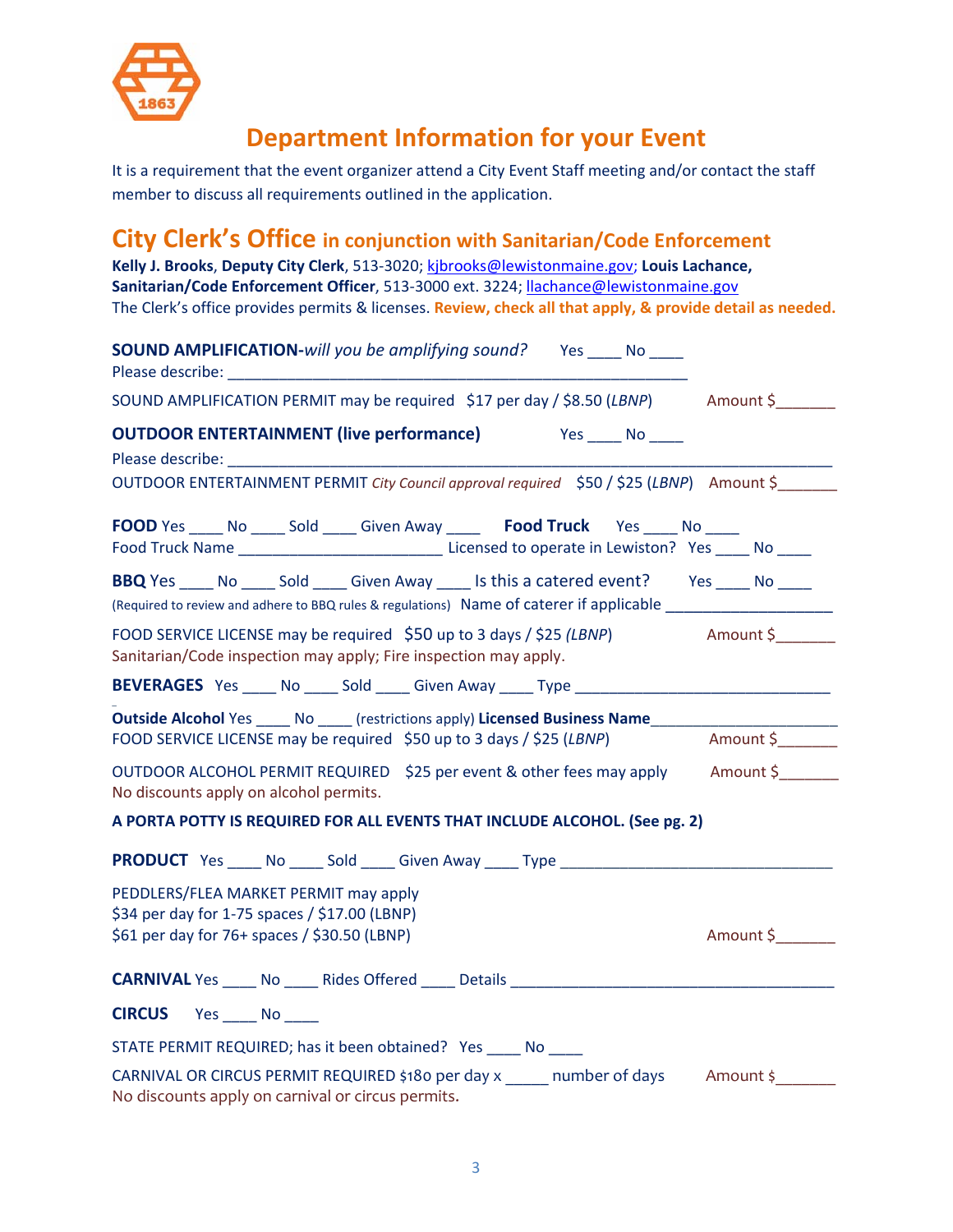# Department Information for your Event

It is a requirement that the event organizer attend a City Event Staff meeting and/or contact the staff member to discuss all requirements outlined in the application.

## City Clerk's Office in conjunction with Sanitarian/Code Enforcement

**Kelly J. Brooks**, **Deputy City Clerk**, 513-3020; kjbrooks@lewistonmaine.gov; **Louis Lachance, Sanitarian/Code Enforcement Officer**, 513-3000 ext. 3224; llachance@lewistonmaine.gov

The Clerk's office provides permits & licenses. **Review, check all that apply, & provide detail as needed.**

**SOUND AMPLIFICATION-***will you be amplifying sound?* Yes ____ No ____

Please describe: ________________________________________________

SOUND AMPLIFICATION PERMIT may be required $17 per day / $8.50 (*LBNP*) Amount $_______

**OUTDOOR ENTERTAINMENT (live performance)** Yes ____ No ____

Please describe: ________________________________________________

OUTDOOR ENTERTAINMENT PERMIT *City Council approval required* $50 / $25 (*LBNP*) Amount $_______

**FOOD** Yes ____ No ____ Sold ____ Given Away ____ **Food Truck** Yes ____ No ____

Food Truck Name ______________________ Licensed to operate in Lewiston? Yes ____ No ____

**BBQ** Yes ____ No ____ Sold ____ Given Away ____ Is this a catered event? Yes ____ No ____

(Required to review and adhere to BBQ rules & regulations) Name of caterer if applicable ________________

FOOD SERVICE LICENSE may be required $50 up to 3 days / $25 *(LBNP)* Amount $_______

Sanitarian/Code inspection may apply; Fire inspection may apply.

**BEVERAGES** Yes ____ No ____ Sold ____ Given Away ____ Type ____________________________

**Outside Alcohol** Yes ____ No ____ (restrictions apply) **Licensed Business Name**____________________

FOOD SERVICE LICENSE may be required $50 up to 3 days / $25 (*LBNP*) Amount $_______

OUTDOOR ALCOHOL PERMIT REQUIRED $25 per event & other fees may apply Amount $_______

No discounts apply on alcohol permits.

**A PORTA POTTY IS REQUIRED FOR ALL EVENTS THAT INCLUDE ALCOHOL. (See pg. 2)**

**PRODUCT** Yes ____ No ____ Sold ____ Given Away ____ Type ______________________________

PEDDLERS/FLEA MARKET PERMIT may apply
$34 per day for 1-75 spaces / $17.00 (LBNP)
$61 per day for 76+ spaces / $30.50 (LBNP) Amount $_______

**CARNIVAL** Yes ____ No ____ Rides Offered ____ Details ____________________________________

**CIRCUS** Yes ____ No ____

STATE PERMIT REQUIRED; has it been obtained? Yes ____ No ____

CARNIVAL OR CIRCUS PERMIT REQUIRED $180 per day x _____ number of days Amount $_______

No discounts apply on carnival or circus permits.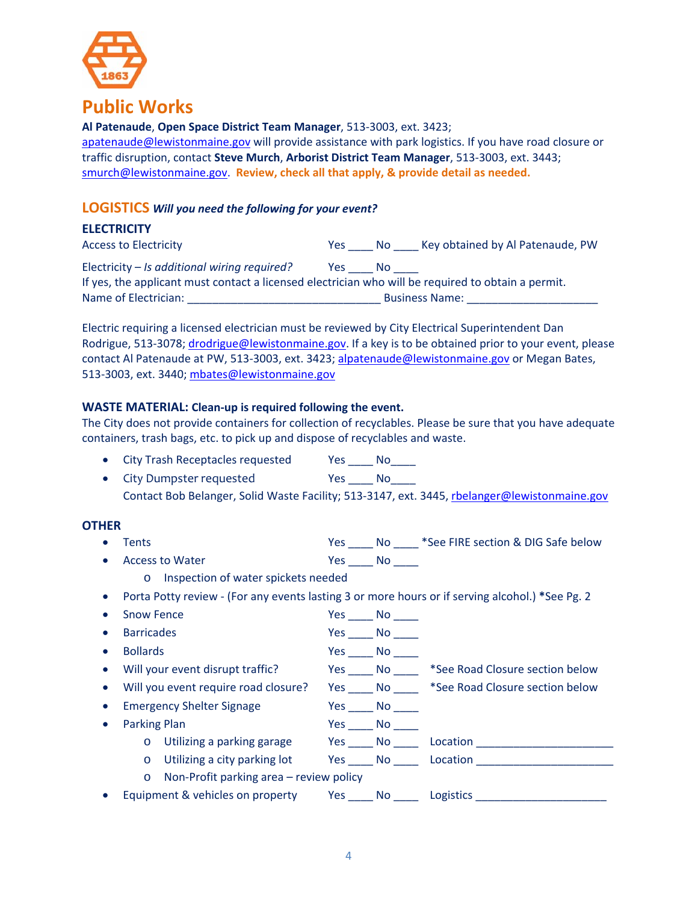# Public Works

**Al Patenaude**, **Open Space District Team Manager**, 513-3003, ext. 3423; apatenaude@lewistonmaine.gov will provide assistance with park logistics. If you have road closure or traffic disruption, contact **Steve Murch**, **Arborist District Team Manager**, 513-3003, ext. 3443; smurch@lewistonmaine.gov. **Review, check all that apply, & provide detail as needed.**

## LOGISTICS *Will you need the following for your event?*

### ELECTRICITY

Access to Electricity Yes ____ No ____ Key obtained by Al Patenaude, PW

Electricity – *Is additional wiring required?* Yes ____ No ____
If yes, the applicant must contact a licensed electrician who will be required to obtain a permit.
Name of Electrician: ______________________________ Business Name: ____________________

Electric requiring a licensed electrician must be reviewed by City Electrical Superintendent Dan Rodrigue, 513-3078; drodrigue@lewistonmaine.gov. If a key is to be obtained prior to your event, please contact Al Patenaude at PW, 513-3003, ext. 3423; alpatenaude@lewistonmaine.gov or Megan Bates, 513-3003, ext. 3440; mbates@lewistonmaine.gov

### WASTE MATERIAL: Clean-up is required following the event.

The City does not provide containers for collection of recyclables. Please be sure that you have adequate containers, trash bags, etc. to pick up and dispose of recyclables and waste.

- City Trash Receptacles requested Yes ____ No____
- City Dumpster requested Yes ____ No____
  Contact Bob Belanger, Solid Waste Facility; 513-3147, ext. 3445, rbelanger@lewistonmaine.gov

### OTHER

- Tents Yes ____ No ____ *See FIRE section & DIG Safe below
- Access to Water Yes ____ No ____
  - Inspection of water spickets needed
- Porta Potty review - (For any events lasting 3 or more hours or if serving alcohol.) *See Pg. 2
- Snow Fence Yes ____ No ____
- Barricades Yes ____ No ____
- Bollards Yes ____ No ____
- Will your event disrupt traffic? Yes ____ No ____ *See Road Closure section below
- Will you event require road closure? Yes ____ No ____ *See Road Closure section below
- Emergency Shelter Signage Yes ____ No ____
- Parking Plan Yes ____ No ____
  - Utilizing a parking garage Yes ____ No ____ Location ____________________
  - Utilizing a city parking lot Yes ____ No ____ Location ____________________
  - Non-Profit parking area – review policy
- Equipment & vehicles on property Yes ____ No ____ Logistics ____________________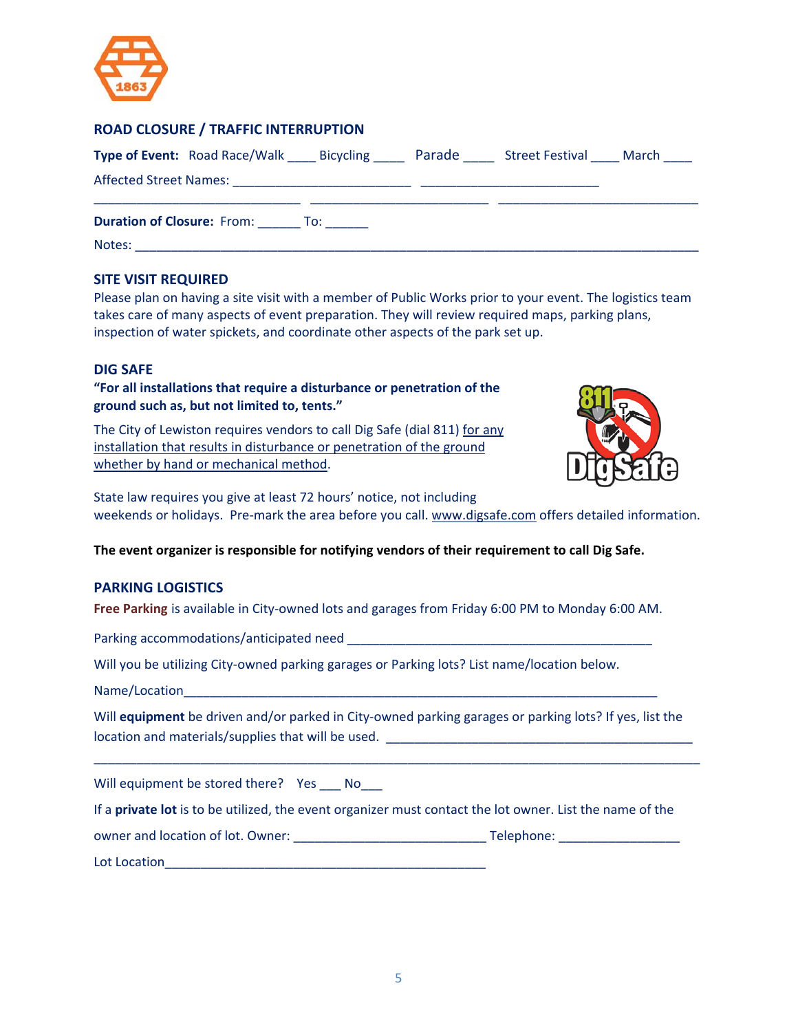## ROAD CLOSURE / TRAFFIC INTERRUPTION

**Type of Event:** Road Race/Walk ____ Bicycling ____ Parade ____ Street Festival ____ March ____

Affected Street Names: ________________________ ________________________

____________________________ ________________________ ___________________________

**Duration of Closure:** From: ______ To: ______

Notes: ____________________________________________________________________________

## SITE VISIT REQUIRED

Please plan on having a site visit with a member of Public Works prior to your event. The logistics team takes care of many aspects of event preparation. They will review required maps, parking plans, inspection of water spickets, and coordinate other aspects of the park set up.

## DIG SAFE

**"For all installations that require a disturbance or penetration of the ground such as, but not limited to, tents."**

The City of Lewiston requires vendors to call Dig Safe (dial 811) for any installation that results in disturbance or penetration of the ground whether by hand or mechanical method.

State law requires you give at least 72 hours' notice, not including weekends or holidays. Pre-mark the area before you call. www.digsafe.com offers detailed information.

**The event organizer is responsible for notifying vendors of their requirement to call Dig Safe.**

## PARKING LOGISTICS

**Free Parking** is available in City-owned lots and garages from Friday 6:00 PM to Monday 6:00 AM.

Parking accommodations/anticipated need ____________________________________________

Will you be utilizing City-owned parking garages or Parking lots? List name/location below.

Name/Location_______________________________________________________________

Will **equipment** be driven and/or parked in City-owned parking garages or parking lots? If yes, list the location and materials/supplies that will be used. ____________________________________________

_________________________________________________________________________________

Will equipment be stored there? Yes ___ No___

If a **private lot** is to be utilized, the event organizer must contact the lot owner. List the name of the owner and location of lot. Owner: __________________________ Telephone: ________________

Lot Location______________________________________________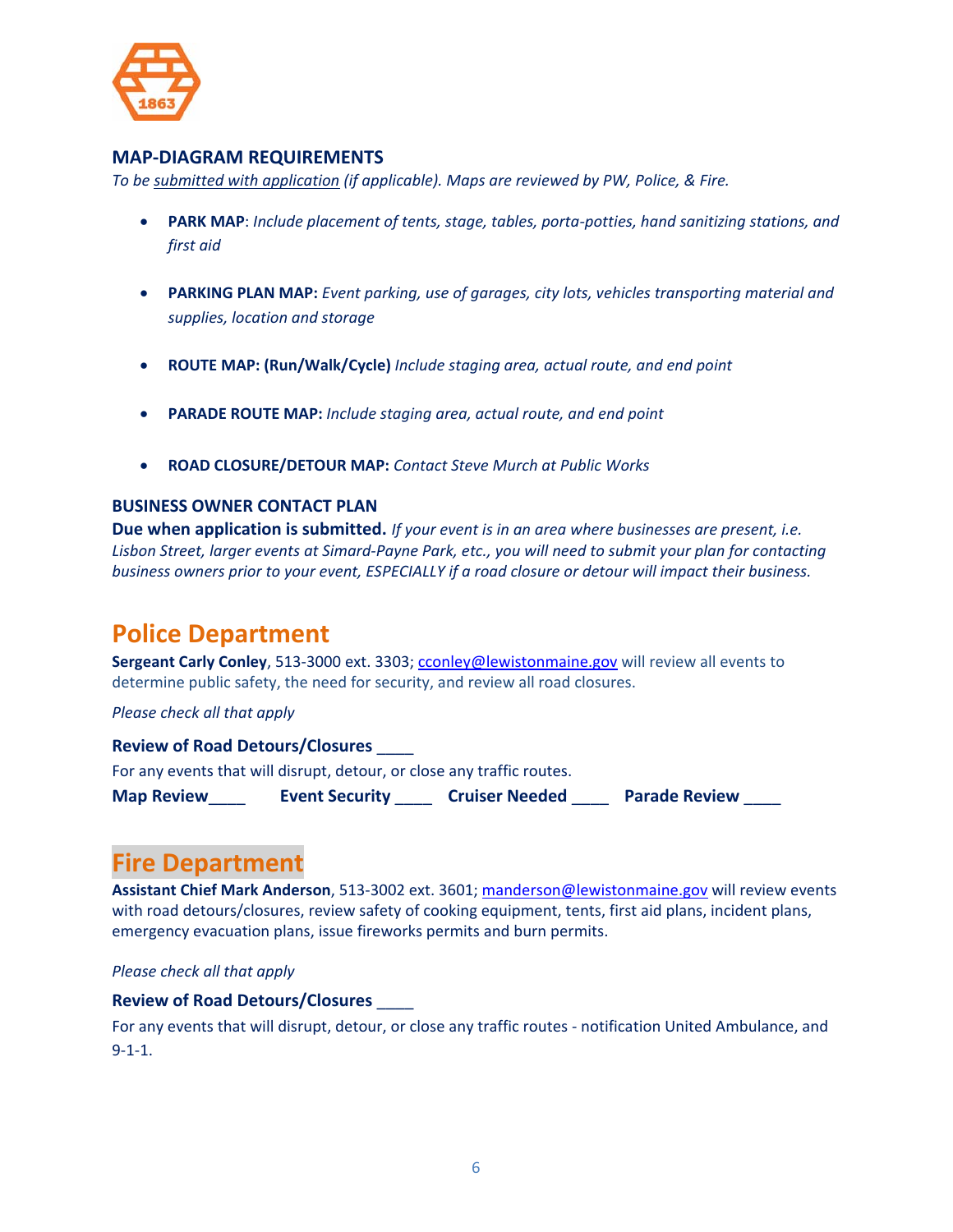### MAP-DIAGRAM REQUIREMENTS

*To be submitted with application (if applicable). Maps are reviewed by PW, Police, & Fire.*

- **PARK MAP**: *Include placement of tents, stage, tables, porta-potties, hand sanitizing stations, and first aid*
- **PARKING PLAN MAP:** *Event parking, use of garages, city lots, vehicles transporting material and supplies, location and storage*
- **ROUTE MAP: (Run/Walk/Cycle)** *Include staging area, actual route, and end point*
- **PARADE ROUTE MAP:** *Include staging area, actual route, and end point*
- **ROAD CLOSURE/DETOUR MAP:** *Contact Steve Murch at Public Works*

### BUSINESS OWNER CONTACT PLAN

**Due when application is submitted.** *If your event is in an area where businesses are present, i.e. Lisbon Street, larger events at Simard-Payne Park, etc., you will need to submit your plan for contacting business owners prior to your event, ESPECIALLY if a road closure or detour will impact their business.*

## Police Department

**Sergeant Carly Conley**, 513-3000 ext. 3303; cconley@lewistonmaine.gov will review all events to determine public safety, the need for security, and review all road closures.

*Please check all that apply*

**Review of Road Detours/Closures** ____

For any events that will disrupt, detour, or close any traffic routes.

**Map Review**____ **Event Security** ____ **Cruiser Needed** ____ **Parade Review** ____

## Fire Department

**Assistant Chief Mark Anderson**, 513-3002 ext. 3601; manderson@lewistonmaine.gov will review events with road detours/closures, review safety of cooking equipment, tents, first aid plans, incident plans, emergency evacuation plans, issue fireworks permits and burn permits.

*Please check all that apply*

**Review of Road Detours/Closures** ____

For any events that will disrupt, detour, or close any traffic routes - notification United Ambulance, and 9-1-1.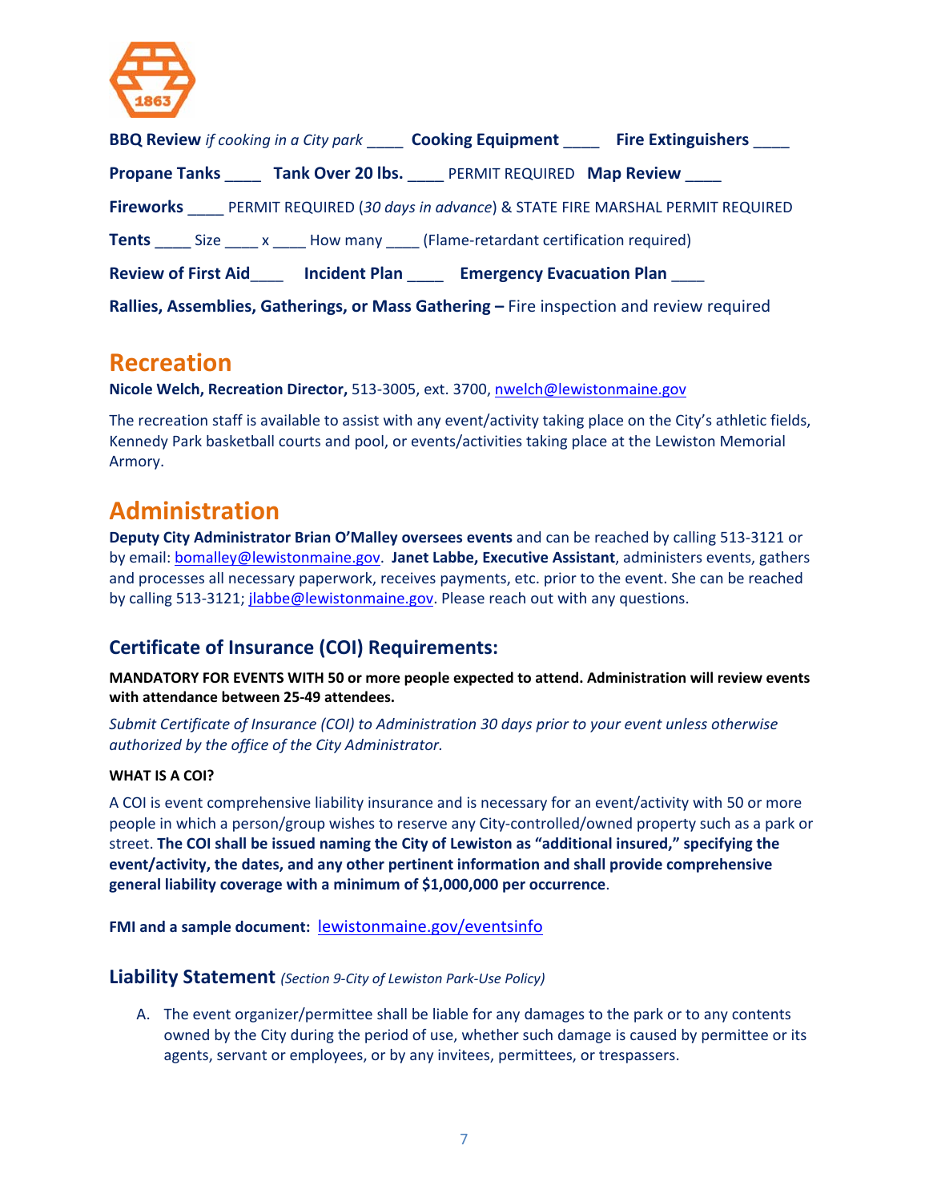**BBQ Review** *if cooking in a City park* ____ **Cooking Equipment** ____ **Fire Extinguishers** ____

**Propane Tanks** ____ **Tank Over 20 lbs.** ____ PERMIT REQUIRED **Map Review** ____

**Fireworks** ____ PERMIT REQUIRED (*30 days in advance*) & STATE FIRE MARSHAL PERMIT REQUIRED

**Tents** ____ Size ____ x ____ How many ____ (Flame-retardant certification required)

**Review of First Aid**____ **Incident Plan** ____ **Emergency Evacuation Plan** ____

**Rallies, Assemblies, Gatherings, or Mass Gathering –** Fire inspection and review required

# Recreation

**Nicole Welch, Recreation Director,** 513-3005, ext. 3700, nwelch@lewistonmaine.gov

The recreation staff is available to assist with any event/activity taking place on the City's athletic fields, Kennedy Park basketball courts and pool, or events/activities taking place at the Lewiston Memorial Armory.

# Administration

**Deputy City Administrator Brian O'Malley oversees events** and can be reached by calling 513-3121 or by email: bomalley@lewistonmaine.gov. **Janet Labbe, Executive Assistant**, administers events, gathers and processes all necessary paperwork, receives payments, etc. prior to the event. She can be reached by calling 513-3121; jlabbe@lewistonmaine.gov. Please reach out with any questions.

## Certificate of Insurance (COI) Requirements:

**MANDATORY FOR EVENTS WITH 50 or more people expected to attend. Administration will review events with attendance between 25-49 attendees.**

*Submit Certificate of Insurance (COI) to Administration 30 days prior to your event unless otherwise authorized by the office of the City Administrator.*

**WHAT IS A COI?**

A COI is event comprehensive liability insurance and is necessary for an event/activity with 50 or more people in which a person/group wishes to reserve any City-controlled/owned property such as a park or street. **The COI shall be issued naming the City of Lewiston as "additional insured," specifying the event/activity, the dates, and any other pertinent information and shall provide comprehensive general liability coverage with a minimum of $1,000,000 per occurrence**.

**FMI and a sample document:** lewistonmaine.gov/eventsinfo

## Liability Statement *(Section 9-City of Lewiston Park-Use Policy)*

A. The event organizer/permittee shall be liable for any damages to the park or to any contents owned by the City during the period of use, whether such damage is caused by permittee or its agents, servant or employees, or by any invitees, permittees, or trespassers.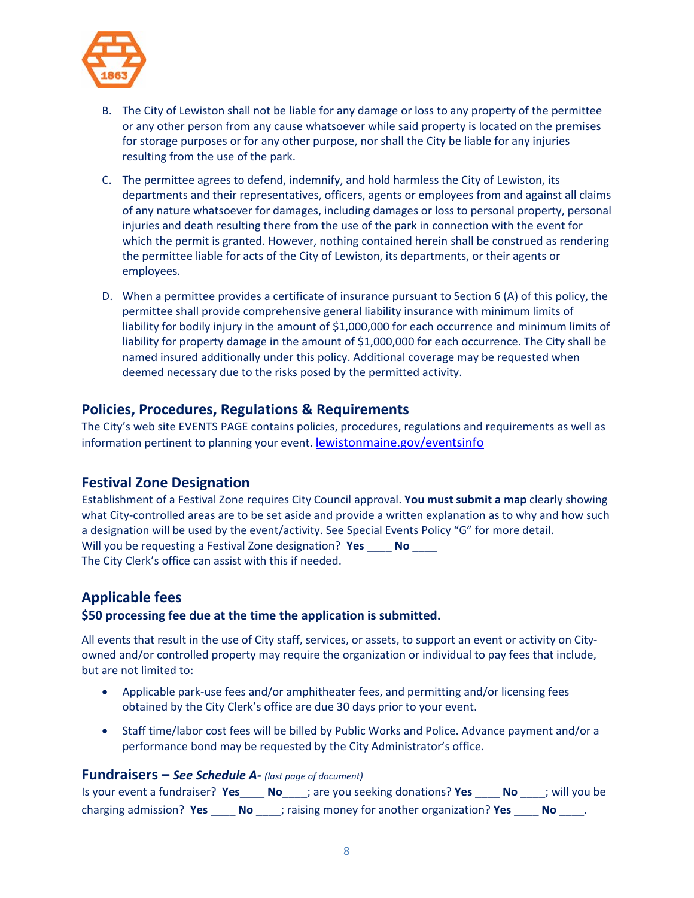B. The City of Lewiston shall not be liable for any damage or loss to any property of the permittee or any other person from any cause whatsoever while said property is located on the premises for storage purposes or for any other purpose, nor shall the City be liable for any injuries resulting from the use of the park.

C. The permittee agrees to defend, indemnify, and hold harmless the City of Lewiston, its departments and their representatives, officers, agents or employees from and against all claims of any nature whatsoever for damages, including damages or loss to personal property, personal injuries and death resulting there from the use of the park in connection with the event for which the permit is granted. However, nothing contained herein shall be construed as rendering the permittee liable for acts of the City of Lewiston, its departments, or their agents or employees.

D. When a permittee provides a certificate of insurance pursuant to Section 6 (A) of this policy, the permittee shall provide comprehensive general liability insurance with minimum limits of liability for bodily injury in the amount of $1,000,000 for each occurrence and minimum limits of liability for property damage in the amount of $1,000,000 for each occurrence. The City shall be named insured additionally under this policy. Additional coverage may be requested when deemed necessary due to the risks posed by the permitted activity.

## Policies, Procedures, Regulations & Requirements

The City's web site EVENTS PAGE contains policies, procedures, regulations and requirements as well as information pertinent to planning your event. lewistonmaine.gov/eventsinfo

## Festival Zone Designation

Establishment of a Festival Zone requires City Council approval. **You must submit a map** clearly showing what City-controlled areas are to be set aside and provide a written explanation as to why and how such a designation will be used by the event/activity. See Special Events Policy "G" for more detail.
Will you be requesting a Festival Zone designation? **Yes** ____ **No** ____
The City Clerk's office can assist with this if needed.

## Applicable fees

**$50 processing fee due at the time the application is submitted.**

All events that result in the use of City staff, services, or assets, to support an event or activity on City-owned and/or controlled property may require the organization or individual to pay fees that include, but are not limited to:

- Applicable park-use fees and/or amphitheater fees, and permitting and/or licensing fees obtained by the City Clerk's office are due 30 days prior to your event.
- Staff time/labor cost fees will be billed by Public Works and Police. Advance payment and/or a performance bond may be requested by the City Administrator's office.

### Fundraisers – *See Schedule A-* *(last page of document)*

Is your event a fundraiser? **Yes**____ **No**____; are you seeking donations? **Yes** ____ **No** ____; will you be charging admission? **Yes** ____ **No** ____; raising money for another organization? **Yes** ____ **No** ____.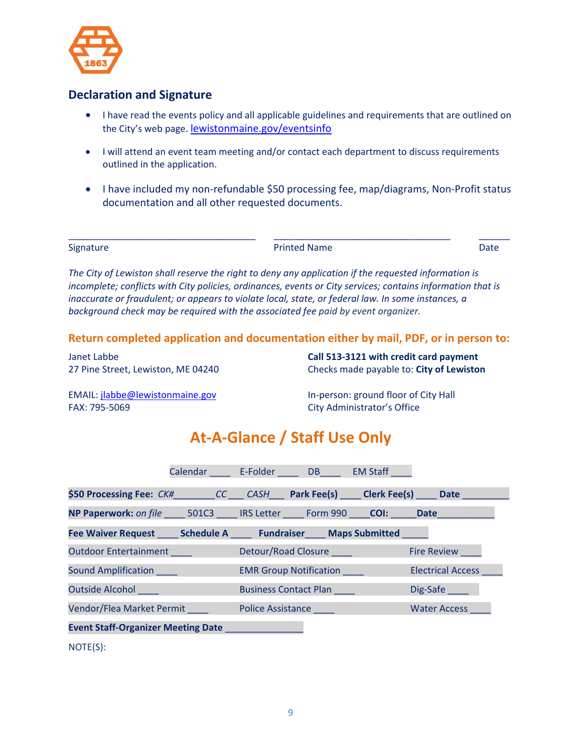## Declaration and Signature

- I have read the events policy and all applicable guidelines and requirements that are outlined on the City's web page. lewistonmaine.gov/eventsinfo
- I will attend an event team meeting and/or contact each department to discuss requirements outlined in the application.
- I have included my non-refundable $50 processing fee, map/diagrams, Non-Profit status documentation and all other requested documents.

___________________________________ ________________________________ ______

Signature Printed Name Date

*The City of Lewiston shall reserve the right to deny any application if the requested information is incomplete; conflicts with City policies, ordinances, events or City services; contains information that is inaccurate or fraudulent; or appears to violate local, state, or federal law. In some instances, a background check may be required with the associated fee paid by event organizer.*

### Return completed application and documentation either by mail, PDF, or in person to:

Janet Labbe
27 Pine Street, Lewiston, ME 04240

EMAIL: jlabbe@lewistonmaine.gov
FAX: 795-5069

**Call 513-3121 with credit card payment**
Checks made payable to: **City of Lewiston**

In-person: ground floor of City Hall
City Administrator's Office

## At-A-Glance / Staff Use Only

Calendar ____ E-Folder ____ DB____ EM Staff ____

**$50 Processing Fee:** *CK#*________*CC* ___ *CASH*___ **Park Fee(s)** ____ **Clerk Fee(s)** ____ **Date** _________

**NP Paperwork:** *on file* ____ 501C3 ____ IRS Letter ____ Form 990 ____**COI:** _____**Date**___________

**Fee Waiver Request** ____ **Schedule A** ____ **Fundraiser**____ **Maps Submitted** _____

| | | |
|---|---|---|
| Outdoor Entertainment ____ | Detour/Road Closure ____ | Fire Review ____ |
| Sound Amplification ____ | EMR Group Notification ____ | Electrical Access ____ |
| Outside Alcohol ____ | Business Contact Plan ____ | Dig-Safe ____ |
| Vendor/Flea Market Permit ____ | Police Assistance ____ | Water Access ____ |

**Event Staff-Organizer Meeting Date** _______________

NOTE(S):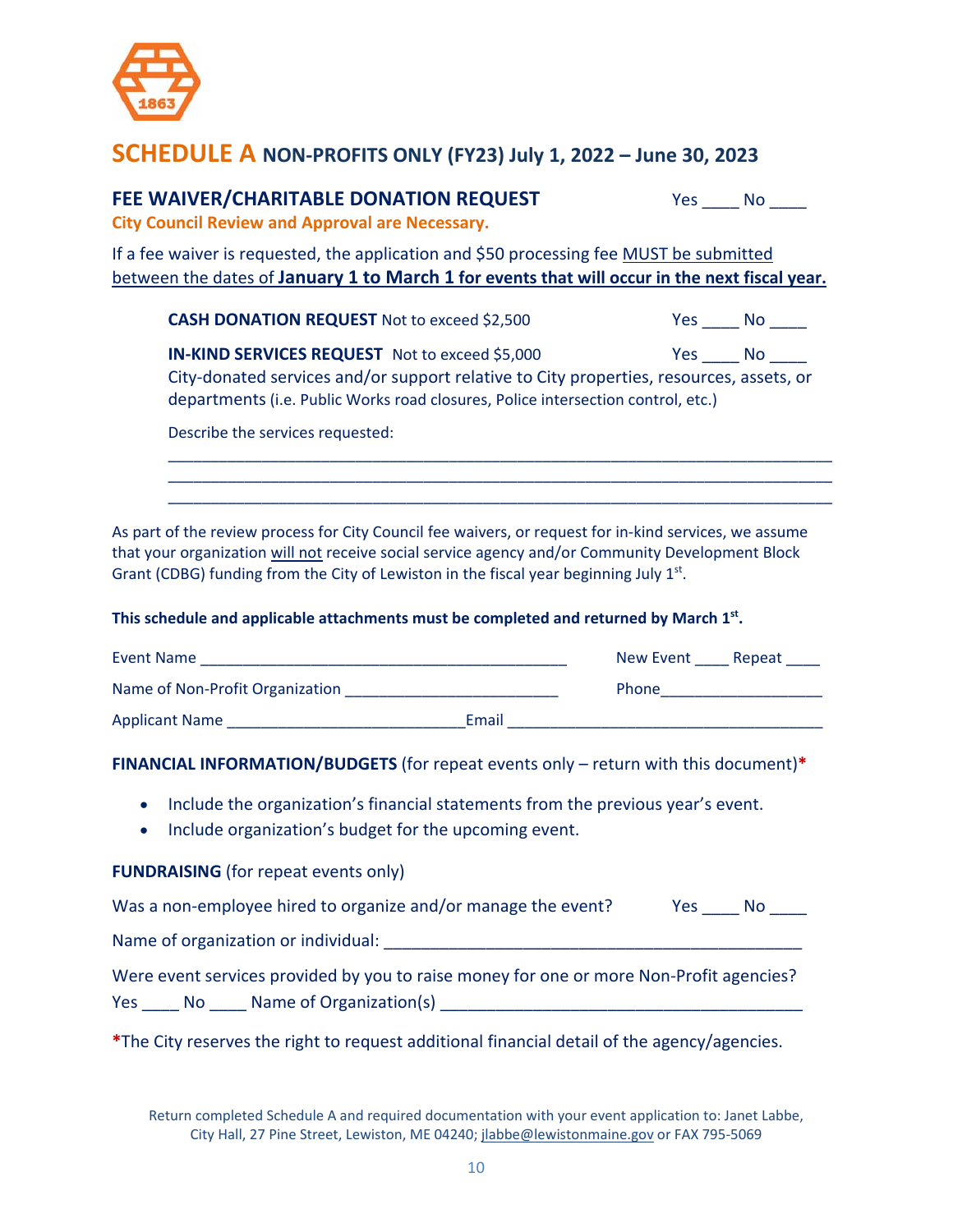# SCHEDULE A NON-PROFITS ONLY (FY23) July 1, 2022 – June 30, 2023

## FEE WAIVER/CHARITABLE DONATION REQUEST Yes ____ No ____

**City Council Review and Approval are Necessary.**

If a fee waiver is requested, the application and $50 processing fee MUST be submitted between the dates of **January 1 to March 1 for events that will occur in the next fiscal year.**

**CASH DONATION REQUEST** Not to exceed $2,500 Yes ____ No ____

**IN-KIND SERVICES REQUEST** Not to exceed $5,000 Yes ____ No ____

City-donated services and/or support relative to City properties, resources, assets, or departments (i.e. Public Works road closures, Police intersection control, etc.)

Describe the services requested:

_______________________________________________________________________________
_______________________________________________________________________________
_______________________________________________________________________________

As part of the review process for City Council fee waivers, or request for in-kind services, we assume that your organization will not receive social service agency and/or Community Development Block Grant (CDBG) funding from the City of Lewiston in the fiscal year beginning July 1st.

**This schedule and applicable attachments must be completed and returned by March 1st.**

Event Name ___________________________________________ New Event ____ Repeat ____

Name of Non-Profit Organization ________________________ Phone__________________

Applicant Name ___________________________Email ____________________________________

**FINANCIAL INFORMATION/BUDGETS** (for repeat events only – return with this document)*

- Include the organization's financial statements from the previous year's event.
- Include organization's budget for the upcoming event.

**FUNDRAISING** (for repeat events only)

Was a non-employee hired to organize and/or manage the event? Yes ____ No ____

Name of organization or individual: _______________________________________________

Were event services provided by you to raise money for one or more Non-Profit agencies?

Yes ____ No ____ Name of Organization(s) ______________________________________

*The City reserves the right to request additional financial detail of the agency/agencies.

Return completed Schedule A and required documentation with your event application to: Janet Labbe, City Hall, 27 Pine Street, Lewiston, ME 04240; jlabbe@lewistonmaine.gov or FAX 795-5069